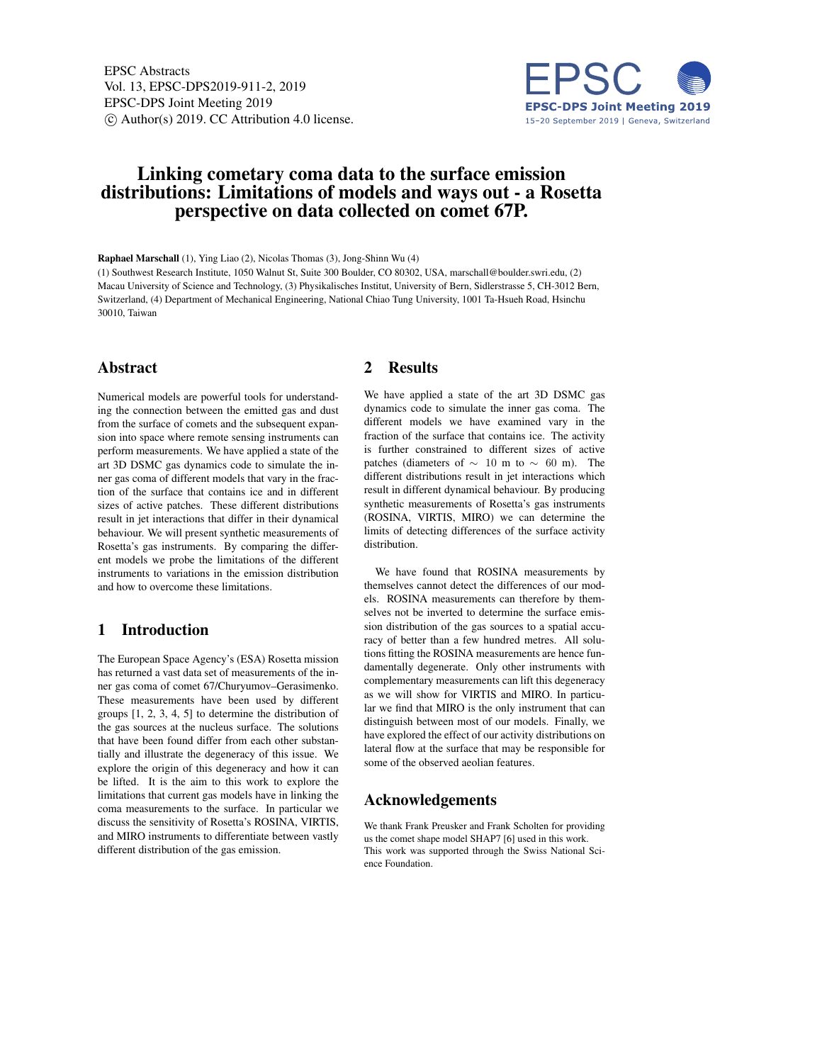# Linking cometary coma data to the surface emission distributions: Limitations of models and ways out - a Rosetta perspective on data collected on comet 67P.

**Raphael Marschall** (1), Ying Liao (2), Nicolas Thomas (3), Jong-Shinn Wu (4)

(1) Southwest Research Institute, 1050 Walnut St, Suite 300 Boulder, CO 80302, USA, marschall@boulder.swri.edu, (2) Macau University of Science and Technology, (3) Physikalisches Institut, University of Bern, Sidlerstrasse 5, CH-3012 Bern, Switzerland, (4) Department of Mechanical Engineering, National Chiao Tung University, 1001 Ta-Hsueh Road, Hsinchu 30010, Taiwan

## Abstract

Numerical models are powerful tools for understanding the connection between the emitted gas and dust from the surface of comets and the subsequent expansion into space where remote sensing instruments can perform measurements. We have applied a state of the art 3D DSMC gas dynamics code to simulate the inner gas coma of different models that vary in the fraction of the surface that contains ice and in different sizes of active patches. These different distributions result in jet interactions that differ in their dynamical behaviour. We will present synthetic measurements of Rosetta's gas instruments. By comparing the different models we probe the limitations of the different instruments to variations in the emission distribution and how to overcome these limitations.

## 1 Introduction

The European Space Agency's (ESA) Rosetta mission has returned a vast data set of measurements of the inner gas coma of comet 67/Churyumov–Gerasimenko. These measurements have been used by different groups [1, 2, 3, 4, 5] to determine the distribution of the gas sources at the nucleus surface. The solutions that have been found differ from each other substantially and illustrate the degeneracy of this issue. We explore the origin of this degeneracy and how it can be lifted. It is the aim to this work to explore the limitations that current gas models have in linking the coma measurements to the surface. In particular we discuss the sensitivity of Rosetta's ROSINA, VIRTIS, and MIRO instruments to differentiate between vastly different distribution of the gas emission.

## 2 Results

We have applied a state of the art 3D DSMC gas dynamics code to simulate the inner gas coma. The different models we have examined vary in the fraction of the surface that contains ice. The activity is further constrained to different sizes of active patches (diameters of $\sim$ 10 m to $\sim$ 60 m). The different distributions result in jet interactions which result in different dynamical behaviour. By producing synthetic measurements of Rosetta's gas instruments (ROSINA, VIRTIS, MIRO) we can determine the limits of detecting differences of the surface activity distribution.

We have found that ROSINA measurements by themselves cannot detect the differences of our models. ROSINA measurements can therefore by themselves not be inverted to determine the surface emission distribution of the gas sources to a spatial accuracy of better than a few hundred metres. All solutions fitting the ROSINA measurements are hence fundamentally degenerate. Only other instruments with complementary measurements can lift this degeneracy as we will show for VIRTIS and MIRO. In particular we find that MIRO is the only instrument that can distinguish between most of our models. Finally, we have explored the effect of our activity distributions on lateral flow at the surface that may be responsible for some of the observed aeolian features.

## Acknowledgements

We thank Frank Preusker and Frank Scholten for providing us the comet shape model SHAP7 [6] used in this work. This work was supported through the Swiss National Science Foundation.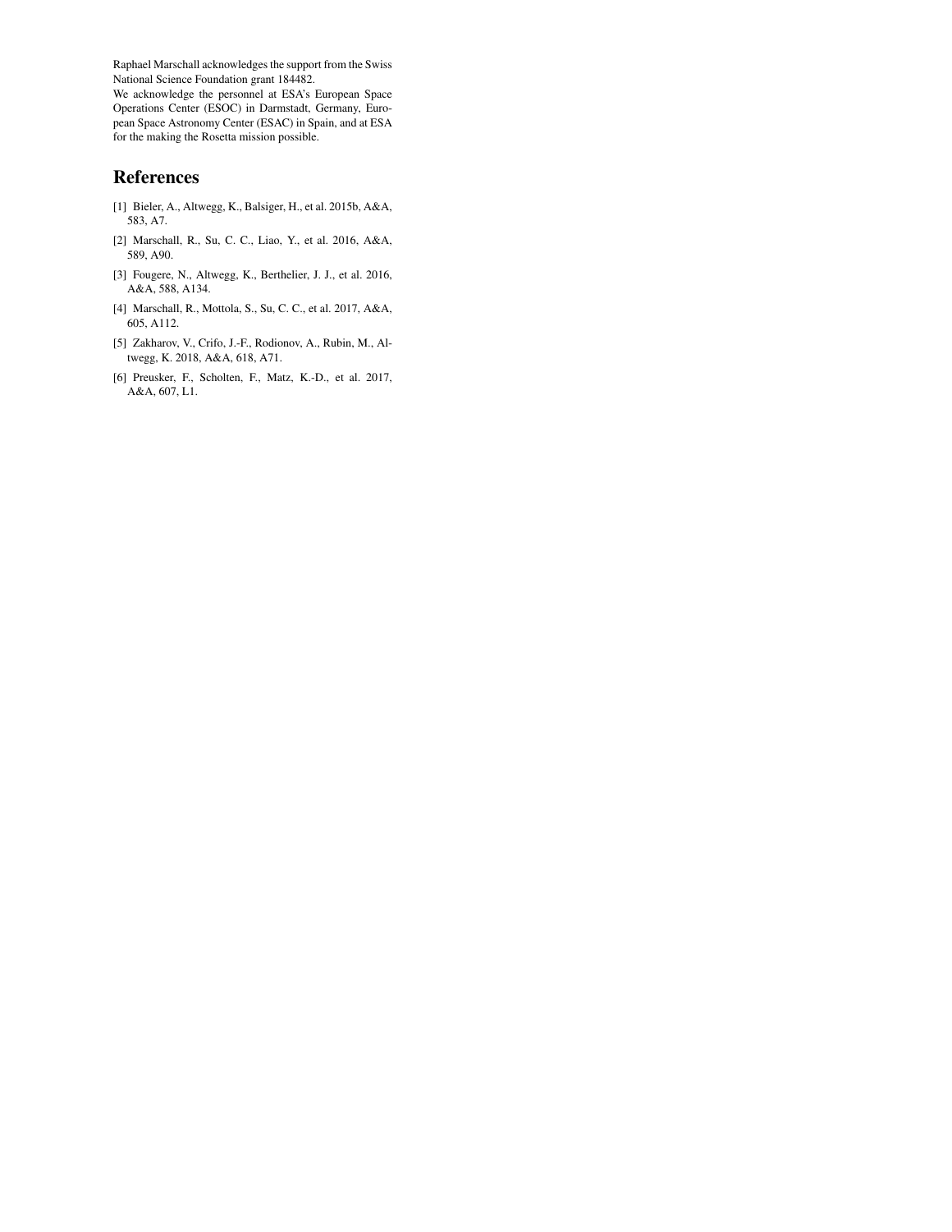Raphael Marschall acknowledges the support from the Swiss National Science Foundation grant 184482.
We acknowledge the personnel at ESA's European Space Operations Center (ESOC) in Darmstadt, Germany, European Space Astronomy Center (ESAC) in Spain, and at ESA for the making the Rosetta mission possible.

## References

[1] Bieler, A., Altwegg, K., Balsiger, H., et al. 2015b, A&A, 583, A7.

[2] Marschall, R., Su, C. C., Liao, Y., et al. 2016, A&A, 589, A90.

[3] Fougere, N., Altwegg, K., Berthelier, J. J., et al. 2016, A&A, 588, A134.

[4] Marschall, R., Mottola, S., Su, C. C., et al. 2017, A&A, 605, A112.

[5] Zakharov, V., Crifo, J.-F., Rodionov, A., Rubin, M., Altwegg, K. 2018, A&A, 618, A71.

[6] Preusker, F., Scholten, F., Matz, K.-D., et al. 2017, A&A, 607, L1.